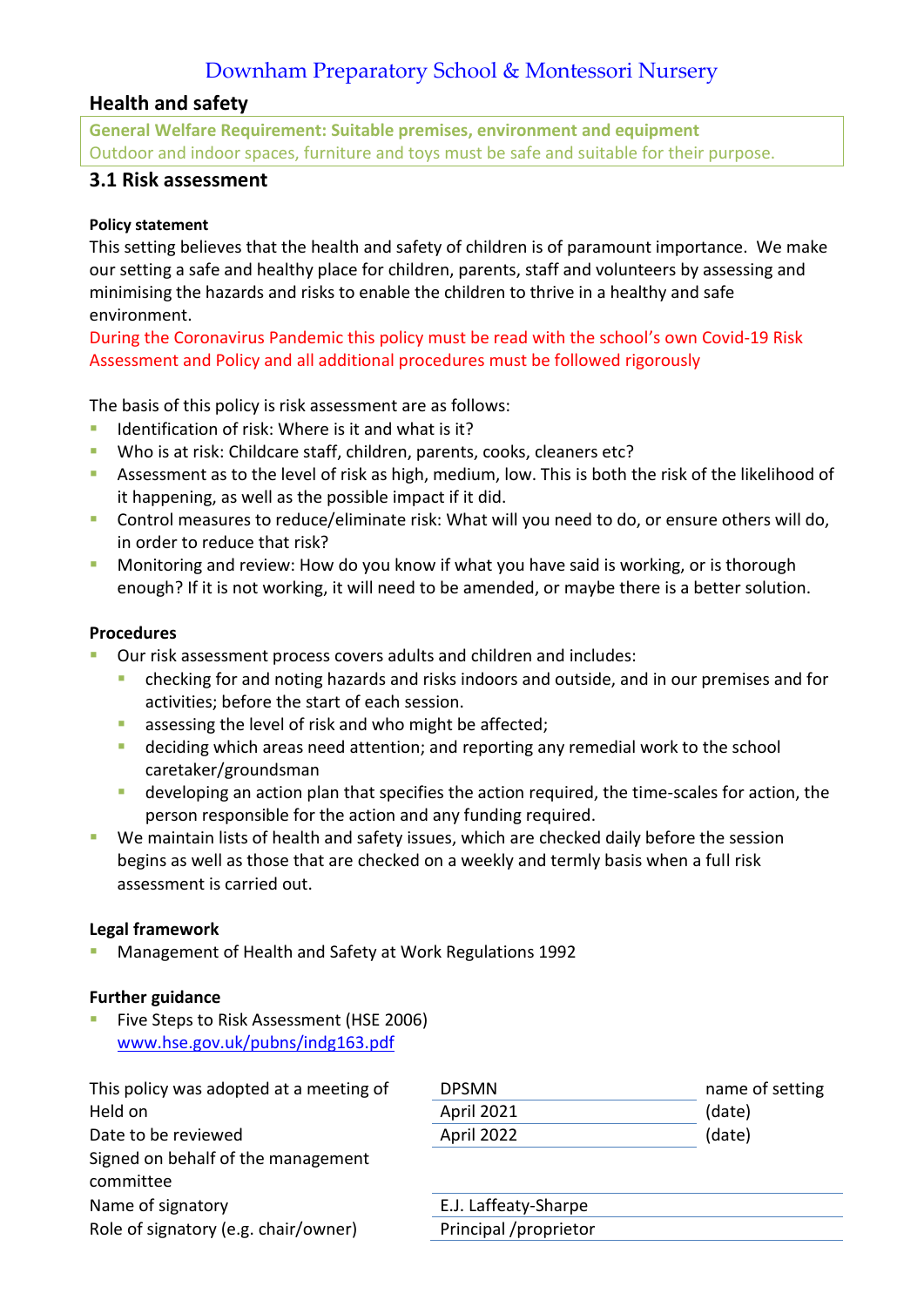# Downham Preparatory School & Montessori Nursery

## Health and safety

**General Welfare Requirement: Suitable premises, environment and equipment**
Outdoor and indoor spaces, furniture and toys must be safe and suitable for their purpose.

## 3.1 Risk assessment

**Policy statement**

This setting believes that the health and safety of children is of paramount importance. We make our setting a safe and healthy place for children, parents, staff and volunteers by assessing and minimising the hazards and risks to enable the children to thrive in a healthy and safe environment.

During the Coronavirus Pandemic this policy must be read with the school's own Covid-19 Risk Assessment and Policy and all additional procedures must be followed rigorously

The basis of this policy is risk assessment are as follows:

- Identification of risk: Where is it and what is it?
- Who is at risk: Childcare staff, children, parents, cooks, cleaners etc?
- Assessment as to the level of risk as high, medium, low. This is both the risk of the likelihood of it happening, as well as the possible impact if it did.
- Control measures to reduce/eliminate risk: What will you need to do, or ensure others will do, in order to reduce that risk?
- Monitoring and review: How do you know if what you have said is working, or is thorough enough? If it is not working, it will need to be amended, or maybe there is a better solution.

**Procedures**

- Our risk assessment process covers adults and children and includes:
  - checking for and noting hazards and risks indoors and outside, and in our premises and for activities; before the start of each session.
  - assessing the level of risk and who might be affected;
  - deciding which areas need attention; and reporting any remedial work to the school caretaker/groundsman
  - developing an action plan that specifies the action required, the time-scales for action, the person responsible for the action and any funding required.
- We maintain lists of health and safety issues, which are checked daily before the session begins as well as those that are checked on a weekly and termly basis when a full risk assessment is carried out.

**Legal framework**

- Management of Health and Safety at Work Regulations 1992

**Further guidance**

- Five Steps to Risk Assessment (HSE 2006)
  www.hse.gov.uk/pubns/indg163.pdf

| | | |
|---|---|---|
| This policy was adopted at a meeting of | DPSMN | name of setting |
| Held on | April 2021 | (date) |
| Date to be reviewed | April 2022 | (date) |
| Signed on behalf of the management committee | | |
| Name of signatory | E.J. Laffeaty-Sharpe | |
| Role of signatory (e.g. chair/owner) | Principal /proprietor | |